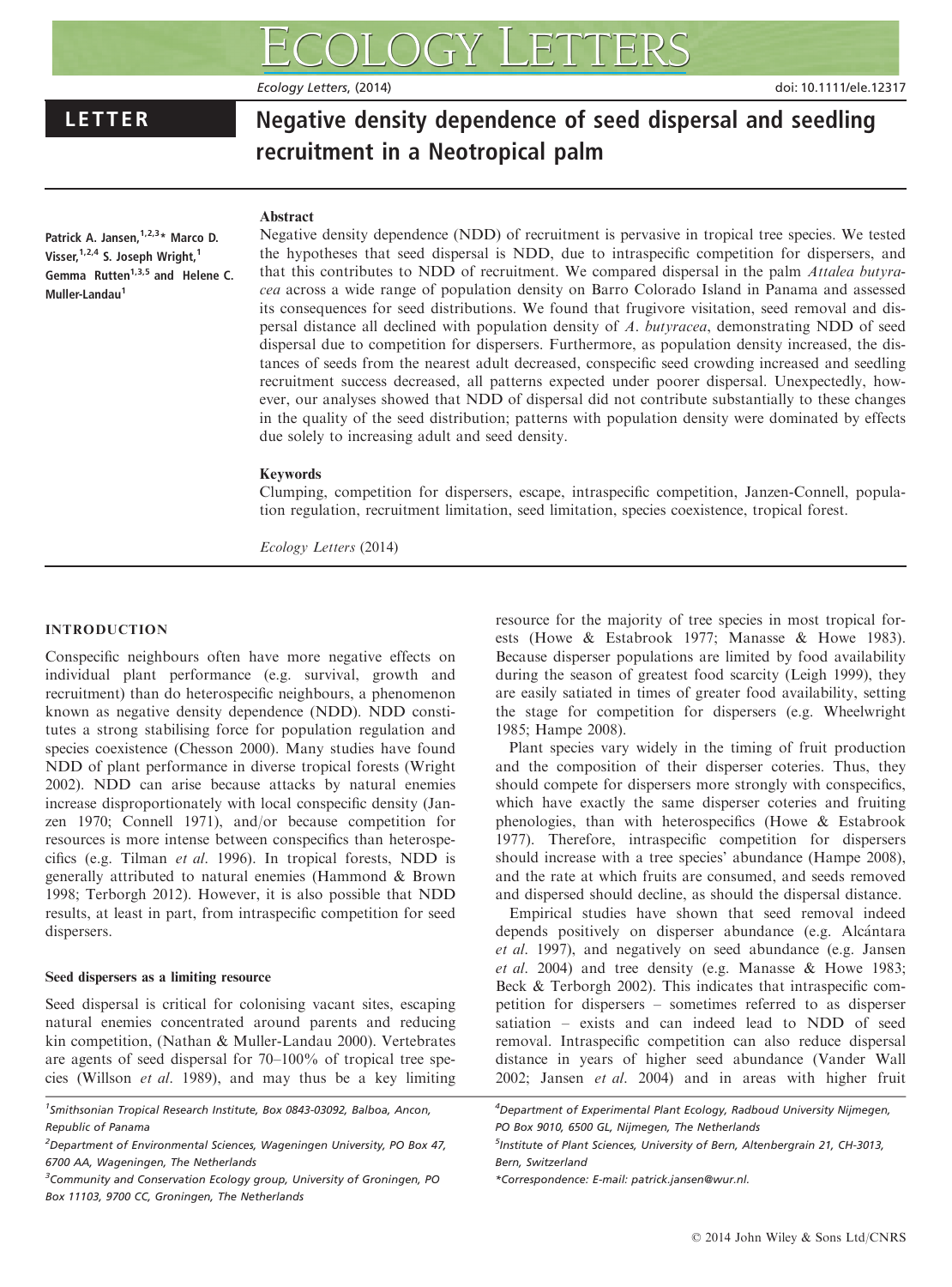LETTER

# Negative density dependence of seed dispersal and seedling recruitment in a Neotropical palm

Patrick A. Jansen,[1,2,3]* Marco D. Visser,[1,2,4] S. Joseph Wright,[1] Gemma Rutten[1,3,5] and Helene C. Muller-Landau[1]

## Abstract

Negative density dependence (NDD) of recruitment is pervasive in tropical tree species. We tested the hypotheses that seed dispersal is NDD, due to intraspecific competition for dispersers, and that this contributes to NDD of recruitment. We compared dispersal in the palm *Attalea butyracea* across a wide range of population density on Barro Colorado Island in Panama and assessed its consequences for seed distributions. We found that frugivore visitation, seed removal and dispersal distance all declined with population density of *A. butyracea*, demonstrating NDD of seed dispersal due to competition for dispersers. Furthermore, as population density increased, the distances of seeds from the nearest adult decreased, conspecific seed crowding increased and seedling recruitment success decreased, all patterns expected under poorer dispersal. Unexpectedly, however, our analyses showed that NDD of dispersal did not contribute substantially to these changes in the quality of the seed distribution; patterns with population density were dominated by effects due solely to increasing adult and seed density.

### Keywords

Clumping, competition for dispersers, escape, intraspecific competition, Janzen-Connell, population regulation, recruitment limitation, seed limitation, species coexistence, tropical forest.

*Ecology Letters* (2014)

## INTRODUCTION

Conspecific neighbours often have more negative effects on individual plant performance (e.g. survival, growth and recruitment) than do heterospecific neighbours, a phenomenon known as negative density dependence (NDD). NDD constitutes a strong stabilising force for population regulation and species coexistence (Chesson 2000). Many studies have found NDD of plant performance in diverse tropical forests (Wright 2002). NDD can arise because attacks by natural enemies increase disproportionately with local conspecific density (Janzen 1970; Connell 1971), and/or because competition for resources is more intense between conspecifics than heterospecifics (e.g. Tilman *et al.* 1996). In tropical forests, NDD is generally attributed to natural enemies (Hammond & Brown 1998; Terborgh 2012). However, it is also possible that NDD results, at least in part, from intraspecific competition for seed dispersers.

### Seed dispersers as a limiting resource

Seed dispersal is critical for colonising vacant sites, escaping natural enemies concentrated around parents and reducing kin competition, (Nathan & Muller-Landau 2000). Vertebrates are agents of seed dispersal for 70–100% of tropical tree species (Willson *et al.* 1989), and may thus be a key limiting resource for the majority of tree species in most tropical forests (Howe & Estabrook 1977; Manasse & Howe 1983). Because disperser populations are limited by food availability during the season of greatest food scarcity (Leigh 1999), they are easily satiated in times of greater food availability, setting the stage for competition for dispersers (e.g. Wheelwright 1985; Hampe 2008).

Plant species vary widely in the timing of fruit production and the composition of their disperser coteries. Thus, they should compete for dispersers more strongly with conspecifics, which have exactly the same disperser coteries and fruiting phenologies, than with heterospecifics (Howe & Estabrook 1977). Therefore, intraspecific competition for dispersers should increase with a tree species' abundance (Hampe 2008), and the rate at which fruits are consumed, and seeds removed and dispersed should decline, as should the dispersal distance.

Empirical studies have shown that seed removal indeed depends positively on disperser abundance (e.g. Alcántara *et al.* 1997), and negatively on seed abundance (e.g. Jansen *et al.* 2004) and tree density (e.g. Manasse & Howe 1983; Beck & Terborgh 2002). This indicates that intraspecific competition for dispersers – sometimes referred to as disperser satiation – exists and can indeed lead to NDD of seed removal. Intraspecific competition can also reduce dispersal distance in years of higher seed abundance (Vander Wall 2002; Jansen *et al.* 2004) and in areas with higher fruit

[1]Smithsonian Tropical Research Institute, Box 0843-03092, Balboa, Ancon, Republic of Panama

[2]Department of Environmental Sciences, Wageningen University, PO Box 47, 6700 AA, Wageningen, The Netherlands

[3]Community and Conservation Ecology group, University of Groningen, PO Box 11103, 9700 CC, Groningen, The Netherlands

[4]Department of Experimental Plant Ecology, Radboud University Nijmegen, PO Box 9010, 6500 GL, Nijmegen, The Netherlands

[5]Institute of Plant Sciences, University of Bern, Altenbergrain 21, CH-3013, Bern, Switzerland

*Correspondence: E-mail: patrick.jansen@wur.nl.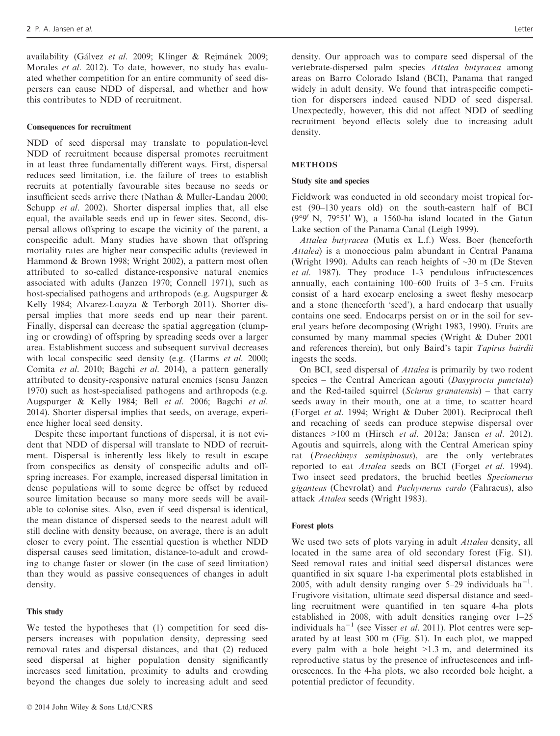availability (Gálvez *et al.* 2009; Klinger & Rejmánek 2009; Morales *et al.* 2012). To date, however, no study has evaluated whether competition for an entire community of seed dispersers can cause NDD of dispersal, and whether and how this contributes to NDD of recruitment.

### Consequences for recruitment

NDD of seed dispersal may translate to population-level NDD of recruitment because dispersal promotes recruitment in at least three fundamentally different ways. First, dispersal reduces seed limitation, i.e. the failure of trees to establish recruits at potentially favourable sites because no seeds or insufficient seeds arrive there (Nathan & Muller-Landau 2000; Schupp *et al.* 2002). Shorter dispersal implies that, all else equal, the available seeds end up in fewer sites. Second, dispersal allows offspring to escape the vicinity of the parent, a conspecific adult. Many studies have shown that offspring mortality rates are higher near conspecific adults (reviewed in Hammond & Brown 1998; Wright 2002), a pattern most often attributed to so-called distance-responsive natural enemies associated with adults (Janzen 1970; Connell 1971), such as host-specialised pathogens and arthropods (e.g. Augspurger & Kelly 1984; Alvarez-Loayza & Terborgh 2011). Shorter dispersal implies that more seeds end up near their parent. Finally, dispersal can decrease the spatial aggregation (clumping or crowding) of offspring by spreading seeds over a larger area. Establishment success and subsequent survival decreases with local conspecific seed density (e.g. (Harms *et al.* 2000; Comita *et al.* 2010; Bagchi *et al.* 2014), a pattern generally attributed to density-responsive natural enemies (sensu Janzen 1970) such as host-specialised pathogens and arthropods (e.g. Augspurger & Kelly 1984; Bell *et al.* 2006; Bagchi *et al.* 2014). Shorter dispersal implies that seeds, on average, experience higher local seed density.

Despite these important functions of dispersal, it is not evident that NDD of dispersal will translate to NDD of recruitment. Dispersal is inherently less likely to result in escape from conspecifics as density of conspecific adults and offspring increases. For example, increased dispersal limitation in dense populations will to some degree be offset by reduced source limitation because so many more seeds will be available to colonise sites. Also, even if seed dispersal is identical, the mean distance of dispersed seeds to the nearest adult will still decline with density because, on average, there is an adult closer to every point. The essential question is whether NDD dispersal causes seed limitation, distance-to-adult and crowding to change faster or slower (in the case of seed limitation) than they would as passive consequences of changes in adult density.

### This study

We tested the hypotheses that (1) competition for seed dispersers increases with population density, depressing seed removal rates and dispersal distances, and that (2) reduced seed dispersal at higher population density significantly increases seed limitation, proximity to adults and crowding beyond the changes due solely to increasing adult and seed density. Our approach was to compare seed dispersal of the vertebrate-dispersed palm species *Attalea butyracea* among areas on Barro Colorado Island (BCI), Panama that ranged widely in adult density. We found that intraspecific competition for dispersers indeed caused NDD of seed dispersal. Unexpectedly, however, this did not affect NDD of seedling recruitment beyond effects solely due to increasing adult density.

## METHODS

### Study site and species

Fieldwork was conducted in old secondary moist tropical forest (90–130 years old) on the south-eastern half of BCI (9°9′ N, 79°51′ W), a 1560-ha island located in the Gatun Lake section of the Panama Canal (Leigh 1999).

*Attalea butyracea* (Mutis ex L.f.) Wess. Boer (henceforth *Attalea*) is a monoecious palm abundant in Central Panama (Wright 1990). Adults can reach heights of ~30 m (De Steven *et al.* 1987). They produce 1-3 pendulous infructescences annually, each containing 100–600 fruits of 3–5 cm. Fruits consist of a hard exocarp enclosing a sweet fleshy mesocarp and a stone (henceforth 'seed'), a hard endocarp that usually contains one seed. Endocarps persist on or in the soil for several years before decomposing (Wright 1983, 1990). Fruits are consumed by many mammal species (Wright & Duber 2001 and references therein), but only Baird's tapir *Tapirus bairdii* ingests the seeds.

On BCI, seed dispersal of *Attalea* is primarily by two rodent species – the Central American agouti (*Dasyprocta punctata*) and the Red-tailed squirrel (*Sciurus granatensis*) – that carry seeds away in their mouth, one at a time, to scatter hoard (Forget *et al.* 1994; Wright & Duber 2001). Reciprocal theft and recaching of seeds can produce stepwise dispersal over distances >100 m (Hirsch *et al.* 2012a; Jansen *et al.* 2012). Agoutis and squirrels, along with the Central American spiny rat (*Proechimys semispinosus*), are the only vertebrates reported to eat *Attalea* seeds on BCI (Forget *et al.* 1994). Two insect seed predators, the bruchid beetles *Speciomerus giganteus* (Chevrolat) and *Pachymerus cardo* (Fahraeus), also attack *Attalea* seeds (Wright 1983).

### Forest plots

We used two sets of plots varying in adult *Attalea* density, all located in the same area of old secondary forest (Fig. S1). Seed removal rates and initial seed dispersal distances were quantified in six square 1-ha experimental plots established in 2005, with adult density ranging over 5–29 individuals $ha^{-1}$. Frugivore visitation, ultimate seed dispersal distance and seedling recruitment were quantified in ten square 4-ha plots established in 2008, with adult densities ranging over 1–25 individuals $ha^{-1}$ (see Visser *et al.* 2011). Plot centres were separated by at least 300 m (Fig. S1). In each plot, we mapped every palm with a bole height >1.3 m, and determined its reproductive status by the presence of infructescences and inflorescences. In the 4-ha plots, we also recorded bole height, a potential predictor of fecundity.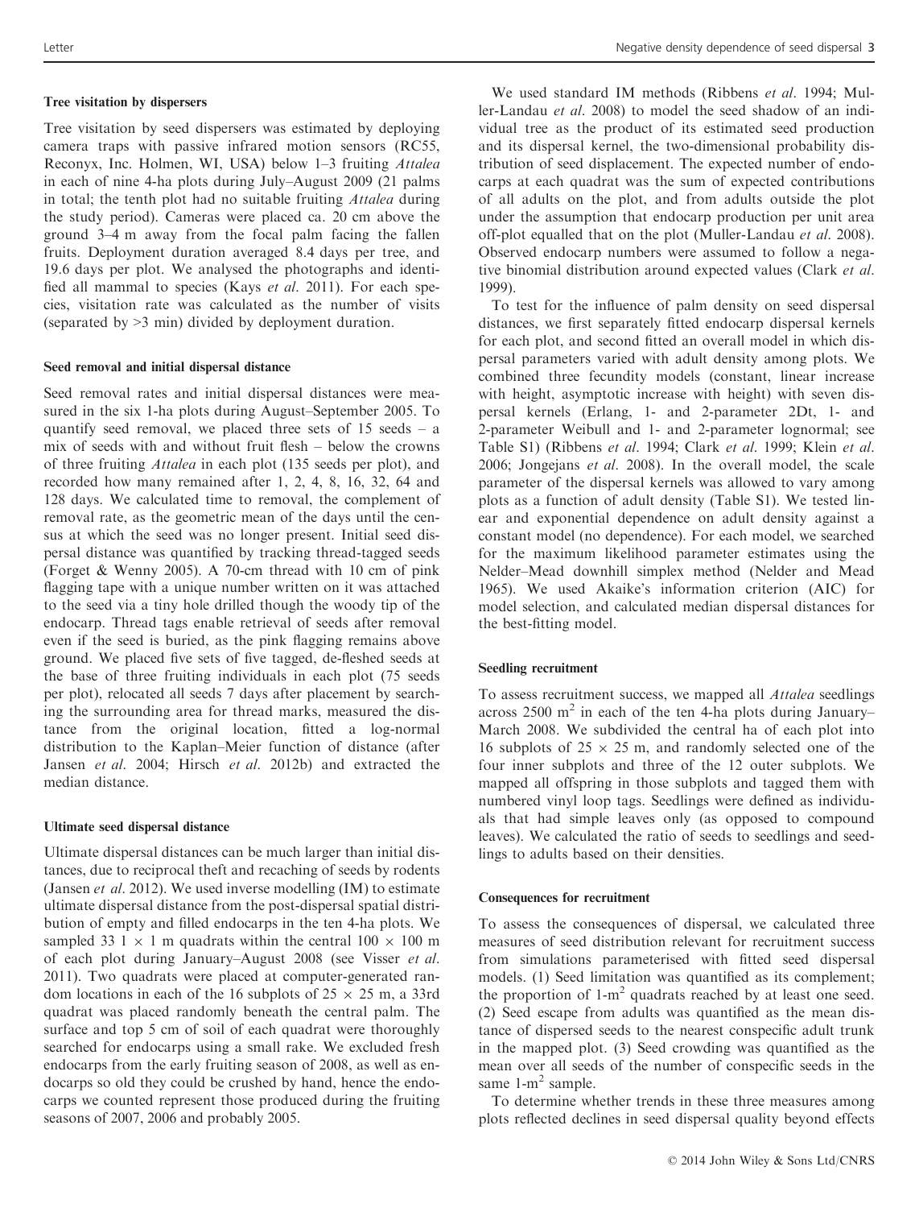#### Tree visitation by dispersers

Tree visitation by seed dispersers was estimated by deploying camera traps with passive infrared motion sensors (RC55, Reconyx, Inc. Holmen, WI, USA) below 1–3 fruiting *Attalea* in each of nine 4-ha plots during July–August 2009 (21 palms in total; the tenth plot had no suitable fruiting *Attalea* during the study period). Cameras were placed ca. 20 cm above the ground 3–4 m away from the focal palm facing the fallen fruits. Deployment duration averaged 8.4 days per tree, and 19.6 days per plot. We analysed the photographs and identified all mammal to species (Kays *et al.* 2011). For each species, visitation rate was calculated as the number of visits (separated by >3 min) divided by deployment duration.

#### Seed removal and initial dispersal distance

Seed removal rates and initial dispersal distances were measured in the six 1-ha plots during August–September 2005. To quantify seed removal, we placed three sets of 15 seeds – a mix of seeds with and without fruit flesh – below the crowns of three fruiting *Attalea* in each plot (135 seeds per plot), and recorded how many remained after 1, 2, 4, 8, 16, 32, 64 and 128 days. We calculated time to removal, the complement of removal rate, as the geometric mean of the days until the census at which the seed was no longer present. Initial seed dispersal distance was quantified by tracking thread-tagged seeds (Forget & Wenny 2005). A 70-cm thread with 10 cm of pink flagging tape with a unique number written on it was attached to the seed via a tiny hole drilled though the woody tip of the endocarp. Thread tags enable retrieval of seeds after removal even if the seed is buried, as the pink flagging remains above ground. We placed five sets of five tagged, de-fleshed seeds at the base of three fruiting individuals in each plot (75 seeds per plot), relocated all seeds 7 days after placement by searching the surrounding area for thread marks, measured the distance from the original location, fitted a log-normal distribution to the Kaplan–Meier function of distance (after Jansen *et al.* 2004; Hirsch *et al.* 2012b) and extracted the median distance.

#### Ultimate seed dispersal distance

Ultimate dispersal distances can be much larger than initial distances, due to reciprocal theft and recaching of seeds by rodents (Jansen *et al.* 2012). We used inverse modelling (IM) to estimate ultimate dispersal distance from the post-dispersal spatial distribution of empty and filled endocarps in the ten 4-ha plots. We sampled 33 $1 \times 1$ m quadrats within the central $100 \times 100$ m of each plot during January–August 2008 (see Visser *et al.* 2011). Two quadrats were placed at computer-generated random locations in each of the 16 subplots of $25 \times 25$ m, a 33rd quadrat was placed randomly beneath the central palm. The surface and top 5 cm of soil of each quadrat were thoroughly searched for endocarps using a small rake. We excluded fresh endocarps from the early fruiting season of 2008, as well as endocarps so old they could be crushed by hand, hence the endocarps we counted represent those produced during the fruiting seasons of 2007, 2006 and probably 2005.

We used standard IM methods (Ribbens *et al.* 1994; Muller-Landau *et al.* 2008) to model the seed shadow of an individual tree as the product of its estimated seed production and its dispersal kernel, the two-dimensional probability distribution of seed displacement. The expected number of endocarps at each quadrat was the sum of expected contributions of all adults on the plot, and from adults outside the plot under the assumption that endocarp production per unit area off-plot equalled that on the plot (Muller-Landau *et al.* 2008). Observed endocarp numbers were assumed to follow a negative binomial distribution around expected values (Clark *et al.* 1999).

To test for the influence of palm density on seed dispersal distances, we first separately fitted endocarp dispersal kernels for each plot, and second fitted an overall model in which dispersal parameters varied with adult density among plots. We combined three fecundity models (constant, linear increase with height, asymptotic increase with height) with seven dispersal kernels (Erlang, 1- and 2-parameter 2Dt, 1- and 2-parameter Weibull and 1- and 2-parameter lognormal; see Table S1) (Ribbens *et al.* 1994; Clark *et al.* 1999; Klein *et al.* 2006; Jongejans *et al.* 2008). In the overall model, the scale parameter of the dispersal kernels was allowed to vary among plots as a function of adult density (Table S1). We tested linear and exponential dependence on adult density against a constant model (no dependence). For each model, we searched for the maximum likelihood parameter estimates using the Nelder–Mead downhill simplex method (Nelder and Mead 1965). We used Akaike's information criterion (AIC) for model selection, and calculated median dispersal distances for the best-fitting model.

#### Seedling recruitment

To assess recruitment success, we mapped all *Attalea* seedlings across 2500 $m^2$ in each of the ten 4-ha plots during January–March 2008. We subdivided the central ha of each plot into 16 subplots of $25 \times 25$ m, and randomly selected one of the four inner subplots and three of the 12 outer subplots. We mapped all offspring in those subplots and tagged them with numbered vinyl loop tags. Seedlings were defined as individuals that had simple leaves only (as opposed to compound leaves). We calculated the ratio of seeds to seedlings and seedlings to adults based on their densities.

#### Consequences for recruitment

To assess the consequences of dispersal, we calculated three measures of seed distribution relevant for recruitment success from simulations parameterised with fitted seed dispersal models. (1) Seed limitation was quantified as its complement; the proportion of 1-$m^2$ quadrats reached by at least one seed. (2) Seed escape from adults was quantified as the mean distance of dispersed seeds to the nearest conspecific adult trunk in the mapped plot. (3) Seed crowding was quantified as the mean over all seeds of the number of conspecific seeds in the same 1-$m^2$ sample.

To determine whether trends in these three measures among plots reflected declines in seed dispersal quality beyond effects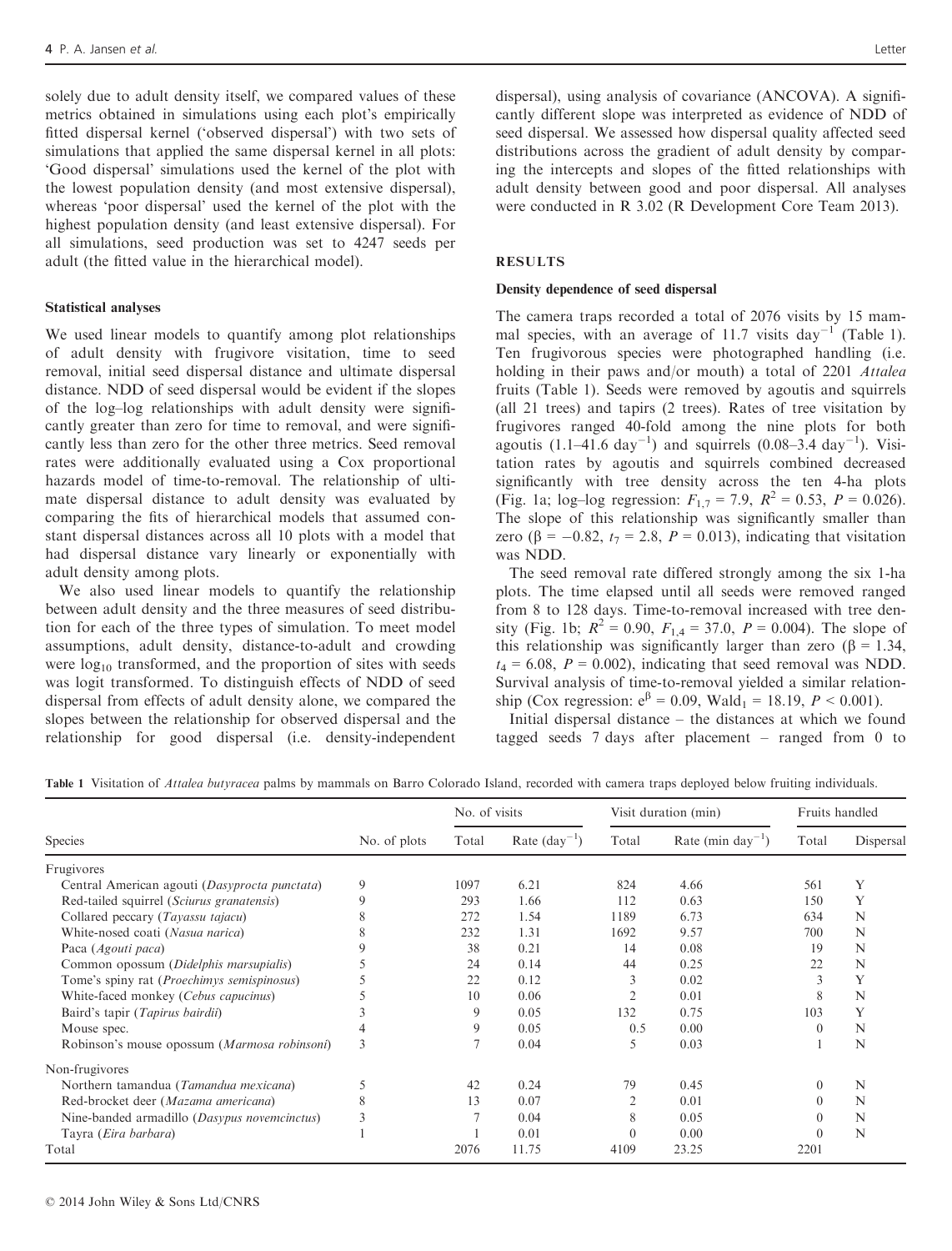solely due to adult density itself, we compared values of these metrics obtained in simulations using each plot's empirically fitted dispersal kernel ('observed dispersal') with two sets of simulations that applied the same dispersal kernel in all plots: 'Good dispersal' simulations used the kernel of the plot with the lowest population density (and most extensive dispersal), whereas 'poor dispersal' used the kernel of the plot with the highest population density (and least extensive dispersal). For all simulations, seed production was set to 4247 seeds per adult (the fitted value in the hierarchical model).

### Statistical analyses

We used linear models to quantify among plot relationships of adult density with frugivore visitation, time to seed removal, initial seed dispersal distance and ultimate dispersal distance. NDD of seed dispersal would be evident if the slopes of the log–log relationships with adult density were significantly greater than zero for time to removal, and were significantly less than zero for the other three metrics. Seed removal rates were additionally evaluated using a Cox proportional hazards model of time-to-removal. The relationship of ultimate dispersal distance to adult density was evaluated by comparing the fits of hierarchical models that assumed constant dispersal distances across all 10 plots with a model that had dispersal distance vary linearly or exponentially with adult density among plots.

We also used linear models to quantify the relationship between adult density and the three measures of seed distribution for each of the three types of simulation. To meet model assumptions, adult density, distance-to-adult and crowding were $\log_{10}$ transformed, and the proportion of sites with seeds was logit transformed. To distinguish effects of NDD of seed dispersal from effects of adult density alone, we compared the slopes between the relationship for observed dispersal and the relationship for good dispersal (i.e. density-independent dispersal), using analysis of covariance (ANCOVA). A significantly different slope was interpreted as evidence of NDD of seed dispersal. We assessed how dispersal quality affected seed distributions across the gradient of adult density by comparing the intercepts and slopes of the fitted relationships with adult density between good and poor dispersal. All analyses were conducted in R 3.02 (R Development Core Team 2013).

## RESULTS

### Density dependence of seed dispersal

The camera traps recorded a total of 2076 visits by 15 mammal species, with an average of 11.7 visits $\text{day}^{-1}$ (Table 1). Ten frugivorous species were photographed handling (i.e. holding in their paws and/or mouth) a total of 2201 *Attalea* fruits (Table 1). Seeds were removed by agoutis and squirrels (all 21 trees) and tapirs (2 trees). Rates of tree visitation by frugivores ranged 40-fold among the nine plots for both agoutis (1.1–41.6 $\text{day}^{-1}$) and squirrels (0.08–3.4 $\text{day}^{-1}$). Visitation rates by agoutis and squirrels combined decreased significantly with tree density across the ten 4-ha plots (Fig. 1a; log–log regression: $F_{1,7} = 7.9$, $R^2 = 0.53$, $P = 0.026$). The slope of this relationship was significantly smaller than zero ($\beta = -0.82$, $t_7 = 2.8$, $P = 0.013$), indicating that visitation was NDD.

The seed removal rate differed strongly among the six 1-ha plots. The time elapsed until all seeds were removed ranged from 8 to 128 days. Time-to-removal increased with tree density (Fig. 1b; $R^2 = 0.90$, $F_{1,4} = 37.0$, $P = 0.004$). The slope of this relationship was significantly larger than zero ($\beta = 1.34$, $t_4 = 6.08$, $P = 0.002$), indicating that seed removal was NDD. Survival analysis of time-to-removal yielded a similar relationship (Cox regression: $e^{\beta} = 0.09$, $\text{Wald}_1 = 18.19$, $P < 0.001$).

Initial dispersal distance – the distances at which we found tagged seeds 7 days after placement – ranged from 0 to

**Table 1** Visitation of *Attalea butyracea* palms by mammals on Barro Colorado Island, recorded with camera traps deployed below fruiting individuals.

| Species | No. of plots | No. of visits | | Visit duration (min) | | Fruits handled | |
|---|---|---|---|---|---|---|---|
| | | Total | Rate ($\text{day}^{-1}$) | Total | Rate (min $\text{day}^{-1}$) | Total | Dispersal |
| Frugivores | | | | | | | |
| Central American agouti (*Dasyprocta punctata*) | 9 | 1097 | 6.21 | 824 | 4.66 | 561 | Y |
| Red-tailed squirrel (*Sciurus granatensis*) | 9 | 293 | 1.66 | 112 | 0.63 | 150 | Y |
| Collared peccary (*Tayassu tajacu*) | 8 | 272 | 1.54 | 1189 | 6.73 | 634 | N |
| White-nosed coati (*Nasua narica*) | 8 | 232 | 1.31 | 1692 | 9.57 | 700 | N |
| Paca (*Agouti paca*) | 9 | 38 | 0.21 | 14 | 0.08 | 19 | N |
| Common opossum (*Didelphis marsupialis*) | 5 | 24 | 0.14 | 44 | 0.25 | 22 | N |
| Tome's spiny rat (*Proechimys semispinosus*) | 5 | 22 | 0.12 | 3 | 0.02 | 3 | Y |
| White-faced monkey (*Cebus capucinus*) | 5 | 10 | 0.06 | 2 | 0.01 | 8 | N |
| Baird's tapir (*Tapirus bairdii*) | 3 | 9 | 0.05 | 132 | 0.75 | 103 | Y |
| Mouse spec. | 4 | 9 | 0.05 | 0.5 | 0.00 | 0 | N |
| Robinson's mouse opossum (*Marmosa robinsoni*) | 3 | 7 | 0.04 | 5 | 0.03 | 1 | N |
| Non-frugivores | | | | | | | |
| Northern tamandua (*Tamandua mexicana*) | 5 | 42 | 0.24 | 79 | 0.45 | 0 | N |
| Red-brocket deer (*Mazama americana*) | 8 | 13 | 0.07 | 2 | 0.01 | 0 | N |
| Nine-banded armadillo (*Dasypus novemcinctus*) | 3 | 7 | 0.04 | 8 | 0.05 | 0 | N |
| Tayra (*Eira barbara*) | 1 | 1 | 0.01 | 0 | 0.00 | 0 | N |
| Total | | 2076 | 11.75 | 4109 | 23.25 | 2201 | |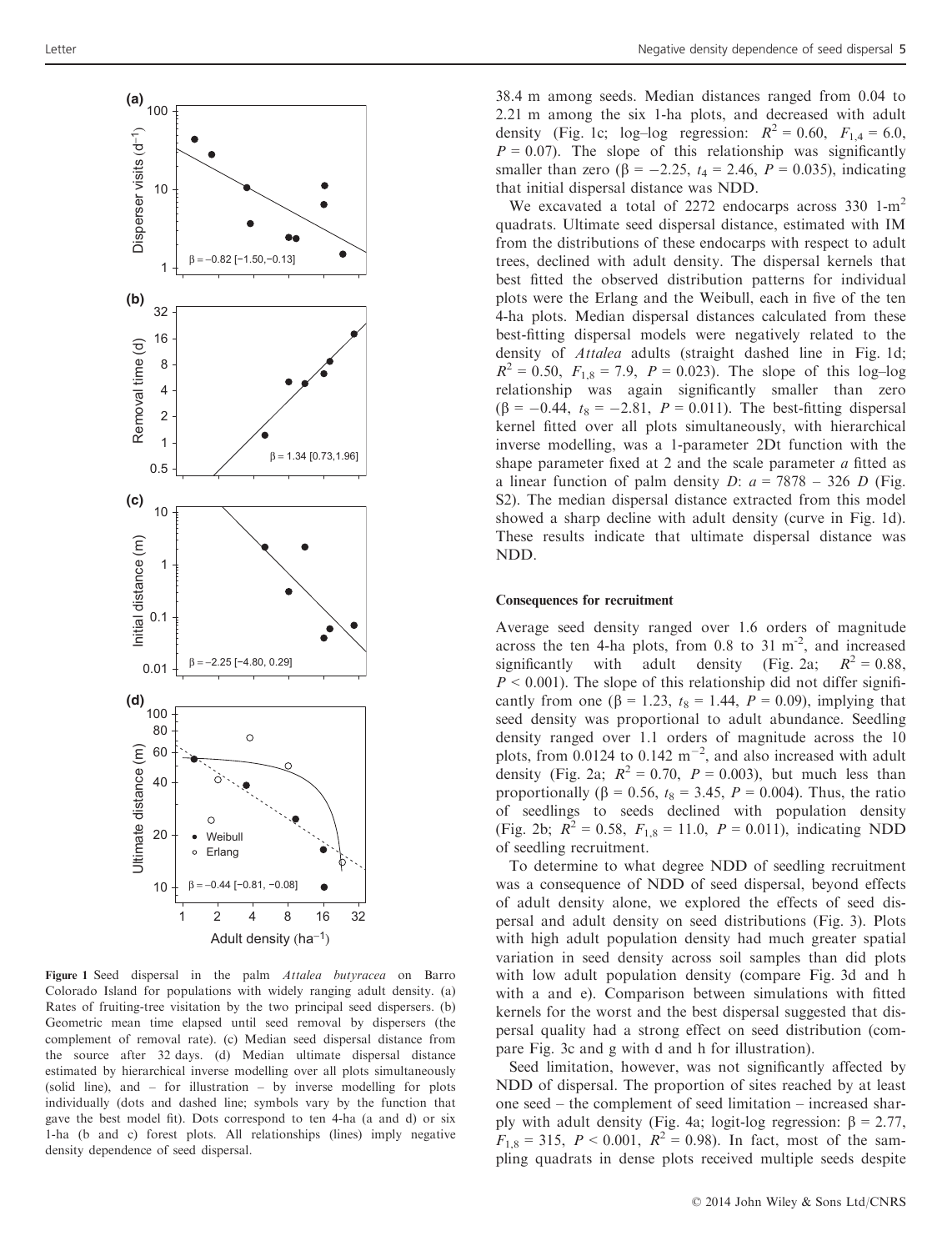Figure 1 Seed dispersal in the palm *Attalea butyracea* on Barro Colorado Island for populations with widely ranging adult density. (a) Rates of fruiting-tree visitation by the two principal seed dispersers. (b) Geometric mean time elapsed until seed removal by dispersers (the complement of removal rate). (c) Median seed dispersal distance from the source after 32 days. (d) Median ultimate dispersal distance estimated by hierarchical inverse modelling over all plots simultaneously (solid line), and – for illustration – by inverse modelling for plots individually (dots and dashed line; symbols vary by the function that gave the best model fit). Dots correspond to ten 4-ha (a and d) or six 1-ha (b and c) forest plots. All relationships (lines) imply negative density dependence of seed dispersal.

38.4 m among seeds. Median distances ranged from 0.04 to 2.21 m among the six 1-ha plots, and decreased with adult density (Fig. 1c; log–log regression: $R^2 = 0.60$, $F_{1,4} = 6.0$, $P = 0.07$). The slope of this relationship was significantly smaller than zero ($\beta = -2.25$, $t_4 = 2.46$, $P = 0.035$), indicating that initial dispersal distance was NDD.

We excavated a total of 2272 endocarps across 330 1-$m^2$ quadrats. Ultimate seed dispersal distance, estimated with IM from the distributions of these endocarps with respect to adult trees, declined with adult density. The dispersal kernels that best fitted the observed distribution patterns for individual plots were the Erlang and the Weibull, each in five of the ten 4-ha plots. Median dispersal distances calculated from these best-fitting dispersal models were negatively related to the density of *Attalea* adults (straight dashed line in Fig. 1d; $R^2 = 0.50$, $F_{1,8} = 7.9$, $P = 0.023$). The slope of this log–log relationship was again significantly smaller than zero ($\beta = -0.44$, $t_8 = -2.81$, $P = 0.011$). The best-fitting dispersal kernel fitted over all plots simultaneously, with hierarchical inverse modelling, was a 1-parameter 2Dt function with the shape parameter fixed at 2 and the scale parameter $a$ fitted as a linear function of palm density $D$: $a = 7878 - 326\ D$ (Fig. S2). The median dispersal distance extracted from this model showed a sharp decline with adult density (curve in Fig. 1d). These results indicate that ultimate dispersal distance was NDD.

#### Consequences for recruitment

Average seed density ranged over 1.6 orders of magnitude across the ten 4-ha plots, from 0.8 to 31 $m^{-2}$, and increased significantly with adult density (Fig. 2a; $R^2 = 0.88$, $P < 0.001$). The slope of this relationship did not differ significantly from one ($\beta = 1.23$, $t_8 = 1.44$, $P = 0.09$), implying that seed density was proportional to adult abundance. Seedling density ranged over 1.1 orders of magnitude across the 10 plots, from 0.0124 to 0.142 $m^{-2}$, and also increased with adult density (Fig. 2a; $R^2 = 0.70$, $P = 0.003$), but much less than proportionally ($\beta = 0.56$, $t_8 = 3.45$, $P = 0.004$). Thus, the ratio of seedlings to seeds declined with population density (Fig. 2b; $R^2 = 0.58$, $F_{1,8} = 11.0$, $P = 0.011$), indicating NDD of seedling recruitment.

To determine to what degree NDD of seedling recruitment was a consequence of NDD of seed dispersal, beyond effects of adult density alone, we explored the effects of seed dispersal and adult density on seed distributions (Fig. 3). Plots with high adult population density had much greater spatial variation in seed density across soil samples than did plots with low adult population density (compare Fig. 3d and h with a and e). Comparison between simulations with fitted kernels for the worst and the best dispersal suggested that dispersal quality had a strong effect on seed distribution (compare Fig. 3c and g with d and h for illustration).

Seed limitation, however, was not significantly affected by NDD of dispersal. The proportion of sites reached by at least one seed – the complement of seed limitation – increased sharply with adult density (Fig. 4a; logit-log regression: $\beta = 2.77$, $F_{1,8} = 315$, $P < 0.001$, $R^2 = 0.98$). In fact, most of the sampling quadrats in dense plots received multiple seeds despite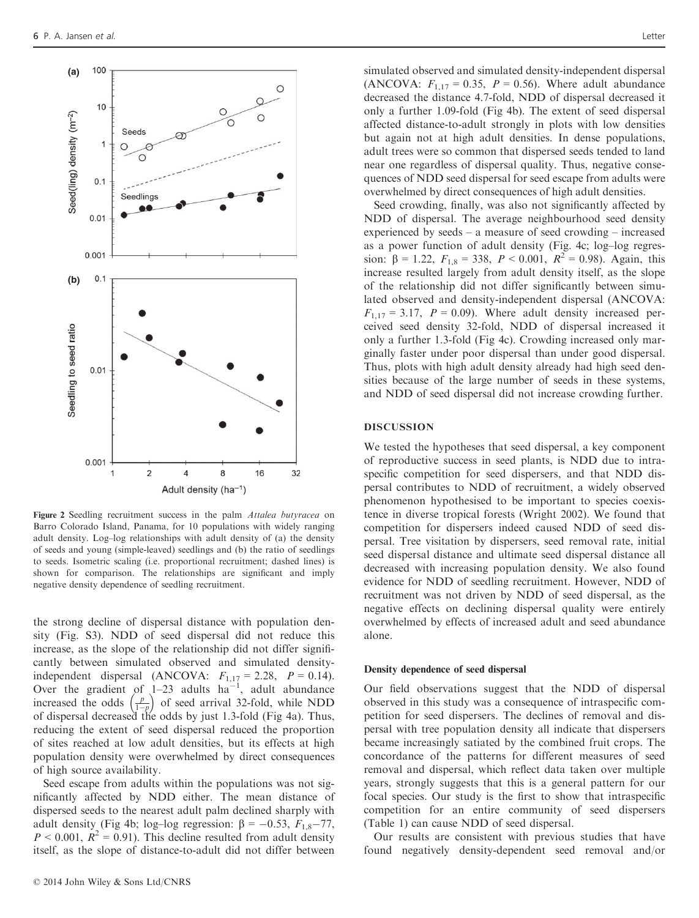(a)

100

10

1

0.1

0.01

0.001

Seed(ling) density (m$^{-2}$)

Seeds

Seedlings

(b)

0.1

0.01

0.001

Seedling to seed ratio

1 2 4 8 16 32

Adult density (ha$^{-1}$)

**Figure 2** Seedling recruitment success in the palm *Attalea butyracea* on Barro Colorado Island, Panama, for 10 populations with widely ranging adult density. Log–log relationships with adult density of (a) the density of seeds and young (simple-leaved) seedlings and (b) the ratio of seedlings to seeds. Isometric scaling (i.e. proportional recruitment; dashed lines) is shown for comparison. The relationships are significant and imply negative density dependence of seedling recruitment.

the strong decline of dispersal distance with population density (Fig. S3). NDD of seed dispersal did not reduce this increase, as the slope of the relationship did not differ significantly between simulated observed and simulated density-independent dispersal (ANCOVA: $F_{1,17} = 2.28$, $P = 0.14$). Over the gradient of 1–23 adults ha$^{-1}$, adult abundance increased the odds $\left(\frac{p}{1-p}\right)$ of seed arrival 32-fold, while NDD of dispersal decreased the odds by just 1.3-fold (Fig 4a). Thus, reducing the extent of seed dispersal reduced the proportion of sites reached at low adult densities, but its effects at high population density were overwhelmed by direct consequences of high source availability.

Seed escape from adults within the populations was not significantly affected by NDD either. The mean distance of dispersed seeds to the nearest adult palm declined sharply with adult density (Fig 4b; log–log regression: $\beta = -0.53$, $F_{1,8}$=77, $P < 0.001$, $R^2 = 0.91$). This decline resulted from adult density itself, as the slope of distance-to-adult did not differ between simulated observed and simulated density-independent dispersal (ANCOVA: $F_{1,17} = 0.35$, $P = 0.56$). Where adult abundance decreased the distance 4.7-fold, NDD of dispersal decreased it only a further 1.09-fold (Fig 4b). The extent of seed dispersal affected distance-to-adult strongly in plots with low densities but again not at high adult densities. In dense populations, adult trees were so common that dispersed seeds tended to land near one regardless of dispersal quality. Thus, negative consequences of NDD seed dispersal for seed escape from adults were overwhelmed by direct consequences of high adult densities.

Seed crowding, finally, was also not significantly affected by NDD of dispersal. The average neighbourhood seed density experienced by seeds – a measure of seed crowding – increased as a power function of adult density (Fig. 4c; log–log regression: $\beta = 1.22$, $F_{1,8} = 338$, $P < 0.001$, $R^2 = 0.98$). Again, this increase resulted largely from adult density itself, as the slope of the relationship did not differ significantly between simulated observed and density-independent dispersal (ANCOVA: $F_{1,17} = 3.17$, $P = 0.09$). Where adult density increased perceived seed density 32-fold, NDD of dispersal increased it only a further 1.3-fold (Fig 4c). Crowding increased only marginally faster under poor dispersal than under good dispersal. Thus, plots with high adult density already had high seed densities because of the large number of seeds in these systems, and NDD of seed dispersal did not increase crowding further.

## DISCUSSION

We tested the hypotheses that seed dispersal, a key component of reproductive success in seed plants, is NDD due to intraspecific competition for seed dispersers, and that NDD dispersal contributes to NDD of recruitment, a widely observed phenomenon hypothesised to be important to species coexistence in diverse tropical forests (Wright 2002). We found that competition for dispersers indeed caused NDD of seed dispersal. Tree visitation by dispersers, seed removal rate, initial seed dispersal distance and ultimate seed dispersal distance all decreased with increasing population density. We also found evidence for NDD of seedling recruitment. However, NDD of recruitment was not driven by NDD of seed dispersal, as the negative effects on declining dispersal quality were entirely overwhelmed by effects of increased adult and seed abundance alone.

### Density dependence of seed dispersal

Our field observations suggest that the NDD of dispersal observed in this study was a consequence of intraspecific competition for seed dispersers. The declines of removal and dispersal with tree population density all indicate that dispersers became increasingly satiated by the combined fruit crops. The concordance of the patterns for different measures of seed removal and dispersal, which reflect data taken over multiple years, strongly suggests that this is a general pattern for our focal species. Our study is the first to show that intraspecific competition for an entire community of seed dispersers (Table 1) can cause NDD of seed dispersal.

Our results are consistent with previous studies that have found negatively density-dependent seed removal and/or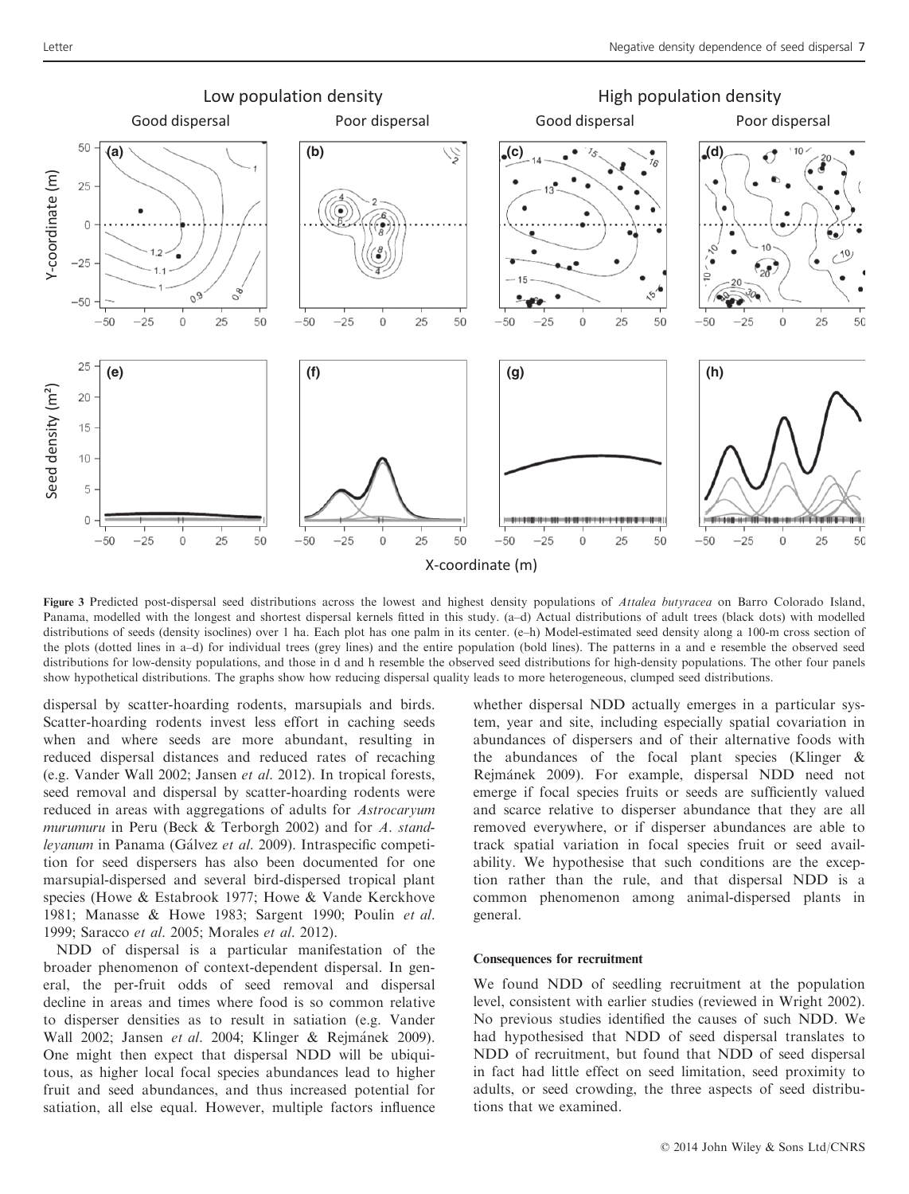Figure 3 Predicted post-dispersal seed distributions across the lowest and highest density populations of *Attalea butyracea* on Barro Colorado Island, Panama, modelled with the longest and shortest dispersal kernels fitted in this study. (a–d) Actual distributions of adult trees (black dots) with modelled distributions of seeds (density isoclines) over 1 ha. Each plot has one palm in its center. (e–h) Model-estimated seed density along a 100-m cross section of the plots (dotted lines in a–d) for individual trees (grey lines) and the entire population (bold lines). The patterns in a and e resemble the observed seed distributions for low-density populations, and those in d and h resemble the observed seed distributions for high-density populations. The other four panels show hypothetical distributions. The graphs show how reducing dispersal quality leads to more heterogeneous, clumped seed distributions.

dispersal by scatter-hoarding rodents, marsupials and birds. Scatter-hoarding rodents invest less effort in caching seeds when and where seeds are more abundant, resulting in reduced dispersal distances and reduced rates of recaching (e.g. Vander Wall 2002; Jansen *et al.* 2012). In tropical forests, seed removal and dispersal by scatter-hoarding rodents were reduced in areas with aggregations of adults for *Astrocaryum murumuru* in Peru (Beck & Terborgh 2002) and for *A. standleyanum* in Panama (Gálvez *et al.* 2009). Intraspecific competition for seed dispersers has also been documented for one marsupial-dispersed and several bird-dispersed tropical plant species (Howe & Estabrook 1977; Howe & Vande Kerckhove 1981; Manasse & Howe 1983; Sargent 1990; Poulin *et al.* 1999; Saracco *et al.* 2005; Morales *et al.* 2012).

NDD of dispersal is a particular manifestation of the broader phenomenon of context-dependent dispersal. In general, the per-fruit odds of seed removal and dispersal decline in areas and times where food is so common relative to disperser densities as to result in satiation (e.g. Vander Wall 2002; Jansen *et al.* 2004; Klinger & Rejmánek 2009). One might then expect that dispersal NDD will be ubiquitous, as higher local focal species abundances lead to higher fruit and seed abundances, and thus increased potential for satiation, all else equal. However, multiple factors influence whether dispersal NDD actually emerges in a particular system, year and site, including especially spatial covariation in abundances of dispersers and of their alternative foods with the abundances of the focal plant species (Klinger & Rejmánek 2009). For example, dispersal NDD need not emerge if focal species fruits or seeds are sufficiently valued and scarce relative to disperser abundance that they are all removed everywhere, or if disperser abundances are able to track spatial variation in focal species fruit or seed availability. We hypothesise that such conditions are the exception rather than the rule, and that dispersal NDD is a common phenomenon among animal-dispersed plants in general.

#### Consequences for recruitment

We found NDD of seedling recruitment at the population level, consistent with earlier studies (reviewed in Wright 2002). No previous studies identified the causes of such NDD. We had hypothesised that NDD of seed dispersal translates to NDD of recruitment, but found that NDD of seed dispersal in fact had little effect on seed limitation, seed proximity to adults, or seed crowding, the three aspects of seed distributions that we examined.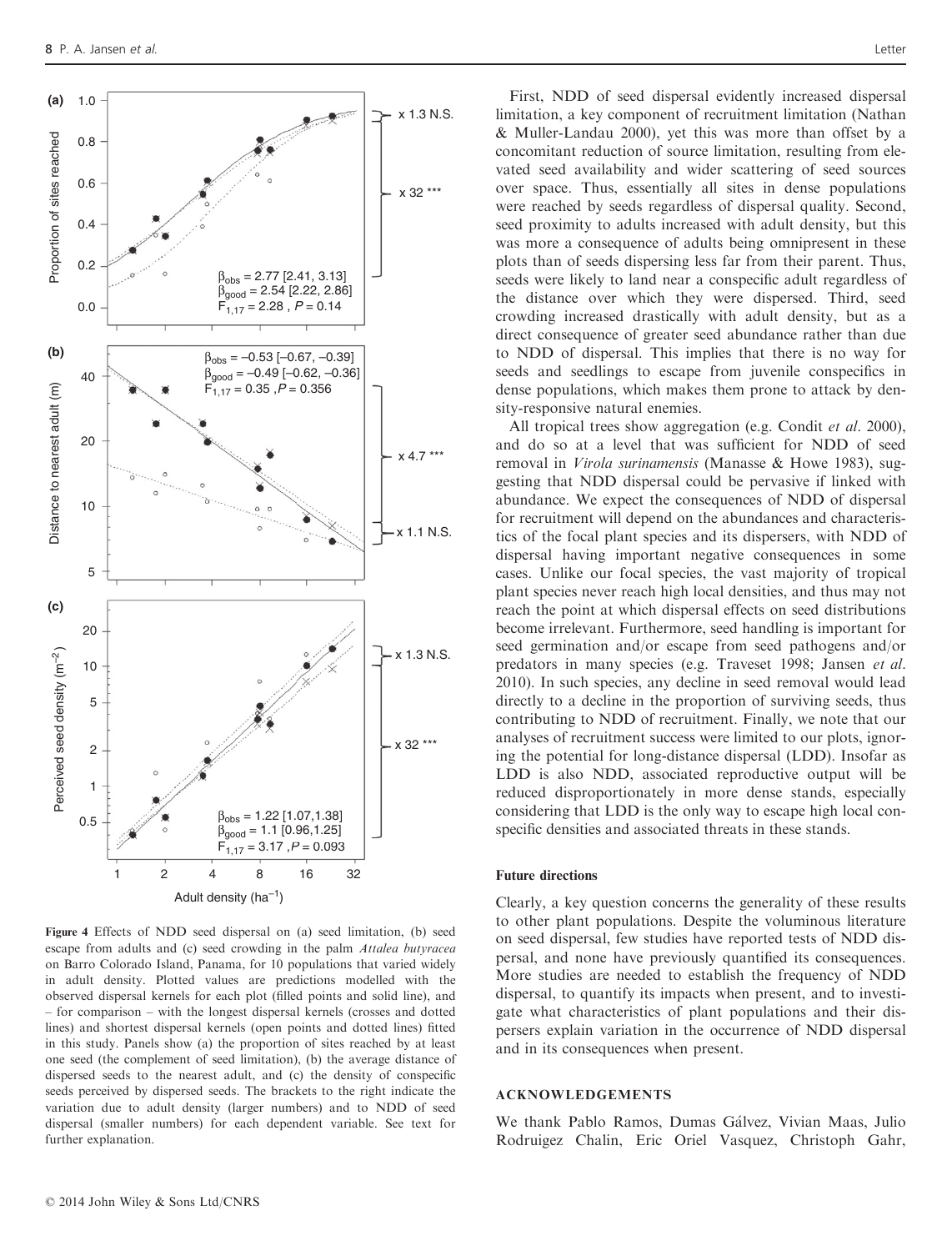(a)

Proportion of sites reached

1.0
0.8
0.6
0.4
0.2
0.0

$\beta_{obs}$ = 2.77 [2.41, 3.13]
$\beta_{good}$ = 2.54 [2.22, 2.86]
$F_{1,17}$ = 2.28 , $P$ = 0.14

x 1.3 N.S.
x 32 ***

(b)

Distance to nearest adult (m)

40
20
10
5

$\beta_{obs}$ = –0.53 [–0.67, –0.39]
$\beta_{good}$ = –0.49 [–0.62, –0.36]
$F_{1,17}$ = 0.35 , $P$ = 0.356

x 4.7 ***
x 1.1 N.S.

(c)

Perceived seed density ($m^{-2}$)

20
10
5
2
1
0.5

$\beta_{obs}$ = 1.22 [1.07,1.38]
$\beta_{good}$ = 1.1 [0.96,1.25]
$F_{1,17}$ = 3.17 , $P$ = 0.093

x 1.3 N.S.
x 32 ***

1 2 4 8 16 32

Adult density ($ha^{-1}$)

**Figure 4** Effects of NDD seed dispersal on (a) seed limitation, (b) seed escape from adults and (c) seed crowding in the palm *Attalea butyracea* on Barro Colorado Island, Panama, for 10 populations that varied widely in adult density. Plotted values are predictions modelled with the observed dispersal kernels for each plot (filled points and solid line), and – for comparison – with the longest dispersal kernels (crosses and dotted lines) and shortest dispersal kernels (open points and dotted lines) fitted in this study. Panels show (a) the proportion of sites reached by at least one seed (the complement of seed limitation), (b) the average distance of dispersed seeds to the nearest adult, and (c) the density of conspecific seeds perceived by dispersed seeds. The brackets to the right indicate the variation due to adult density (larger numbers) and to NDD of seed dispersal (smaller numbers) for each dependent variable. See text for further explanation.

First, NDD of seed dispersal evidently increased dispersal limitation, a key component of recruitment limitation (Nathan & Muller-Landau 2000), yet this was more than offset by a concomitant reduction of source limitation, resulting from elevated seed availability and wider scattering of seed sources over space. Thus, essentially all sites in dense populations were reached by seeds regardless of dispersal quality. Second, seed proximity to adults increased with adult density, but this was more a consequence of adults being omnipresent in these plots than of seeds dispersing less far from their parent. Thus, seeds were likely to land near a conspecific adult regardless of the distance over which they were dispersed. Third, seed crowding increased drastically with adult density, but as a direct consequence of greater seed abundance rather than due to NDD of dispersal. This implies that there is no way for seeds and seedlings to escape from juvenile conspecifics in dense populations, which makes them prone to attack by density-responsive natural enemies.

All tropical trees show aggregation (e.g. Condit *et al*. 2000), and do so at a level that was sufficient for NDD of seed removal in *Virola surinamensis* (Manasse & Howe 1983), suggesting that NDD dispersal could be pervasive if linked with abundance. We expect the consequences of NDD of dispersal for recruitment will depend on the abundances and characteristics of the focal plant species and its dispersers, with NDD of dispersal having important negative consequences in some cases. Unlike our focal species, the vast majority of tropical plant species never reach high local densities, and thus may not reach the point at which dispersal effects on seed distributions become irrelevant. Furthermore, seed handling is important for seed germination and/or escape from seed pathogens and/or predators in many species (e.g. Traveset 1998; Jansen *et al*. 2010). In such species, any decline in seed removal would lead directly to a decline in the proportion of surviving seeds, thus contributing to NDD of recruitment. Finally, we note that our analyses of recruitment success were limited to our plots, ignoring the potential for long-distance dispersal (LDD). Insofar as LDD is also NDD, associated reproductive output will be reduced disproportionately in more dense stands, especially considering that LDD is the only way to escape high local conspecific densities and associated threats in these stands.

### Future directions

Clearly, a key question concerns the generality of these results to other plant populations. Despite the voluminous literature on seed dispersal, few studies have reported tests of NDD dispersal, and none have previously quantified its consequences. More studies are needed to establish the frequency of NDD dispersal, to quantify its impacts when present, and to investigate what characteristics of plant populations and their dispersers explain variation in the occurrence of NDD dispersal and in its consequences when present.

## ACKNOWLEDGEMENTS

We thank Pablo Ramos, Dumas Gálvez, Vivian Maas, Julio Rodriguez Chalin, Eric Oriel Vasquez, Christoph Gahr,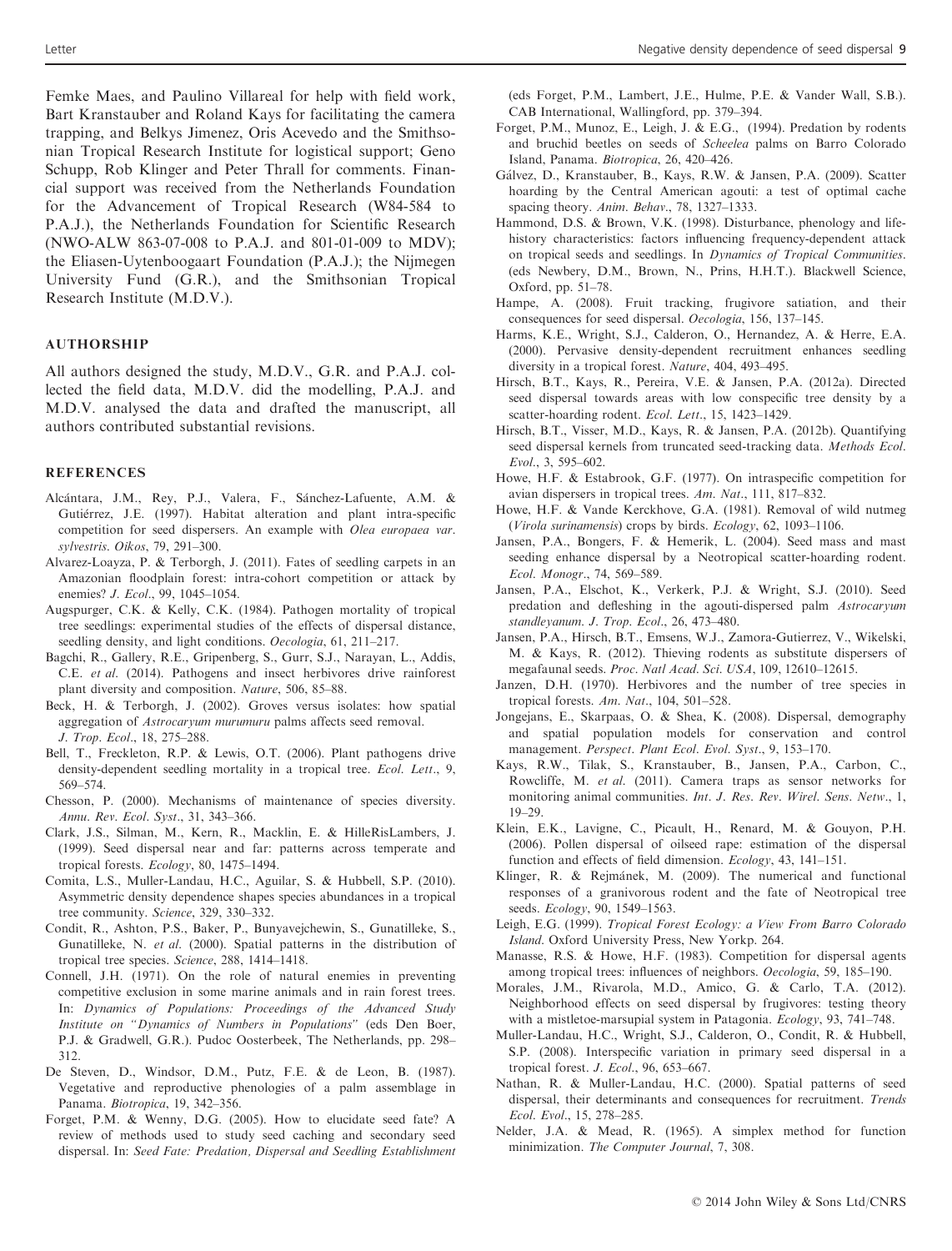Femke Maes, and Paulino Villareal for help with field work, Bart Kranstauber and Roland Kays for facilitating the camera trapping, and Belkys Jimenez, Oris Acevedo and the Smithsonian Tropical Research Institute for logistical support; Geno Schupp, Rob Klinger and Peter Thrall for comments. Financial support was received from the Netherlands Foundation for the Advancement of Tropical Research (W84-584 to P.A.J.), the Netherlands Foundation for Scientific Research (NWO-ALW 863-07-008 to P.A.J. and 801-01-009 to MDV); the Eliasen-Uytenboogaart Foundation (P.A.J.); the Nijmegen University Fund (G.R.), and the Smithsonian Tropical Research Institute (M.D.V.).

## AUTHORSHIP

All authors designed the study, M.D.V., G.R. and P.A.J. collected the field data, M.D.V. did the modelling, P.A.J. and M.D.V. analysed the data and drafted the manuscript, all authors contributed substantial revisions.

## REFERENCES

Alcántara, J.M., Rey, P.J., Valera, F., Sánchez-Lafuente, A.M. & Gutiérrez, J.E. (1997). Habitat alteration and plant intra-specific competition for seed dispersers. An example with *Olea europaea var. sylvestris*. *Oikos*, 79, 291–300.

Alvarez-Loayza, P. & Terborgh, J. (2011). Fates of seedling carpets in an Amazonian floodplain forest: intra-cohort competition or attack by enemies? *J. Ecol*., 99, 1045–1054.

Augspurger, C.K. & Kelly, C.K. (1984). Pathogen mortality of tropical tree seedlings: experimental studies of the effects of dispersal distance, seedling density, and light conditions. *Oecologia*, 61, 211–217.

Bagchi, R., Gallery, R.E., Gripenberg, S., Gurr, S.J., Narayan, L., Addis, C.E. *et al*. (2014). Pathogens and insect herbivores drive rainforest plant diversity and composition. *Nature*, 506, 85–88.

Beck, H. & Terborgh, J. (2002). Groves versus isolates: how spatial aggregation of *Astrocaryum murumuru* palms affects seed removal. *J. Trop. Ecol*., 18, 275–288.

Bell, T., Freckleton, R.P. & Lewis, O.T. (2006). Plant pathogens drive density-dependent seedling mortality in a tropical tree. *Ecol. Lett*., 9, 569–574.

Chesson, P. (2000). Mechanisms of maintenance of species diversity. *Annu. Rev. Ecol. Syst*., 31, 343–366.

Clark, J.S., Silman, M., Kern, R., Macklin, E. & HilleRisLambers, J. (1999). Seed dispersal near and far: patterns across temperate and tropical forests. *Ecology*, 80, 1475–1494.

Comita, L.S., Muller-Landau, H.C., Aguilar, S. & Hubbell, S.P. (2010). Asymmetric density dependence shapes species abundances in a tropical tree community. *Science*, 329, 330–332.

Condit, R., Ashton, P.S., Baker, P., Bunyavejchewin, S., Gunatilleke, S., Gunatilleke, N. *et al*. (2000). Spatial patterns in the distribution of tropical tree species. *Science*, 288, 1414–1418.

Connell, J.H. (1971). On the role of natural enemies in preventing competitive exclusion in some marine animals and in rain forest trees. In: *Dynamics of Populations: Proceedings of the Advanced Study Institute on "Dynamics of Numbers in Populations"* (eds Den Boer, P.J. & Gradwell, G.R.). Pudoc Oosterbeek, The Netherlands, pp. 298–312.

De Steven, D., Windsor, D.M., Putz, F.E. & de Leon, B. (1987). Vegetative and reproductive phenologies of a palm assemblage in Panama. *Biotropica*, 19, 342–356.

Forget, P.M. & Wenny, D.G. (2005). How to elucidate seed fate? A review of methods used to study seed caching and secondary seed dispersal. In: *Seed Fate: Predation, Dispersal and Seedling Establishment* (eds Forget, P.M., Lambert, J.E., Hulme, P.E. & Vander Wall, S.B.). CAB International, Wallingford, pp. 379–394.

Forget, P.M., Munoz, E., Leigh, J. & E.G., (1994). Predation by rodents and bruchid beetles on seeds of *Scheelea* palms on Barro Colorado Island, Panama. *Biotropica*, 26, 420–426.

Gálvez, D., Kranstauber, B., Kays, R.W. & Jansen, P.A. (2009). Scatter hoarding by the Central American agouti: a test of optimal cache spacing theory. *Anim. Behav*., 78, 1327–1333.

Hammond, D.S. & Brown, V.K. (1998). Disturbance, phenology and life-history characteristics: factors influencing frequency-dependent attack on tropical seeds and seedlings. In *Dynamics of Tropical Communities*. (eds Newbery, D.M., Brown, N., Prins, H.H.T.). Blackwell Science, Oxford, pp. 51–78.

Hampe, A. (2008). Fruit tracking, frugivore satiation, and their consequences for seed dispersal. *Oecologia*, 156, 137–145.

Harms, K.E., Wright, S.J., Calderon, O., Hernandez, A. & Herre, E.A. (2000). Pervasive density-dependent recruitment enhances seedling diversity in a tropical forest. *Nature*, 404, 493–495.

Hirsch, B.T., Kays, R., Pereira, V.E. & Jansen, P.A. (2012a). Directed seed dispersal towards areas with low conspecific tree density by a scatter-hoarding rodent. *Ecol. Lett*., 15, 1423–1429.

Hirsch, B.T., Visser, M.D., Kays, R. & Jansen, P.A. (2012b). Quantifying seed dispersal kernels from truncated seed-tracking data. *Methods Ecol. Evol*., 3, 595–602.

Howe, H.F. & Estabrook, G.F. (1977). On intraspecific competition for avian dispersers in tropical trees. *Am. Nat*., 111, 817–832.

Howe, H.F. & Vande Kerckhove, G.A. (1981). Removal of wild nutmeg (*Virola surinamensis*) crops by birds. *Ecology*, 62, 1093–1106.

Jansen, P.A., Bongers, F. & Hemerik, L. (2004). Seed mass and mast seeding enhance dispersal by a Neotropical scatter-hoarding rodent. *Ecol. Monogr*., 74, 569–589.

Jansen, P.A., Elschot, K., Verkerk, P.J. & Wright, S.J. (2010). Seed predation and defleshing in the agouti-dispersed palm *Astrocaryum standleyanum*. *J. Trop. Ecol*., 26, 473–480.

Jansen, P.A., Hirsch, B.T., Emsens, W.J., Zamora-Gutierrez, V., Wikelski, M. & Kays, R. (2012). Thieving rodents as substitute dispersers of megafaunal seeds. *Proc. Natl Acad. Sci. USA*, 109, 12610–12615.

Janzen, D.H. (1970). Herbivores and the number of tree species in tropical forests. *Am. Nat*., 104, 501–528.

Jongejans, E., Skarpaas, O. & Shea, K. (2008). Dispersal, demography and spatial population models for conservation and control management. *Perspect. Plant Ecol. Evol. Syst*., 9, 153–170.

Kays, R.W., Tilak, S., Kranstauber, B., Jansen, P.A., Carbon, C., Rowcliffe, M. *et al*. (2011). Camera traps as sensor networks for monitoring animal communities. *Int. J. Res. Rev. Wirel. Sens. Netw*., 1, 19–29.

Klein, E.K., Lavigne, C., Picault, H., Renard, M. & Gouyon, P.H. (2006). Pollen dispersal of oilseed rape: estimation of the dispersal function and effects of field dimension. *Ecology*, 43, 141–151.

Klinger, R. & Rejmánek, M. (2009). The numerical and functional responses of a granivorous rodent and the fate of Neotropical tree seeds. *Ecology*, 90, 1549–1563.

Leigh, E.G. (1999). *Tropical Forest Ecology: a View From Barro Colorado Island*. Oxford University Press, New Yorkp. 264.

Manasse, R.S. & Howe, H.F. (1983). Competition for dispersal agents among tropical trees: influences of neighbors. *Oecologia*, 59, 185–190.

Morales, J.M., Rivarola, M.D., Amico, G. & Carlo, T.A. (2012). Neighborhood effects on seed dispersal by frugivores: testing theory with a mistletoe-marsupial system in Patagonia. *Ecology*, 93, 741–748.

Muller-Landau, H.C., Wright, S.J., Calderon, O., Condit, R. & Hubbell, S.P. (2008). Interspecific variation in primary seed dispersal in a tropical forest. *J. Ecol*., 96, 653–667.

Nathan, R. & Muller-Landau, H.C. (2000). Spatial patterns of seed dispersal, their determinants and consequences for recruitment. *Trends Ecol. Evol*., 15, 278–285.

Nelder, J.A. & Mead, R. (1965). A simplex method for function minimization. *The Computer Journal*, 7, 308.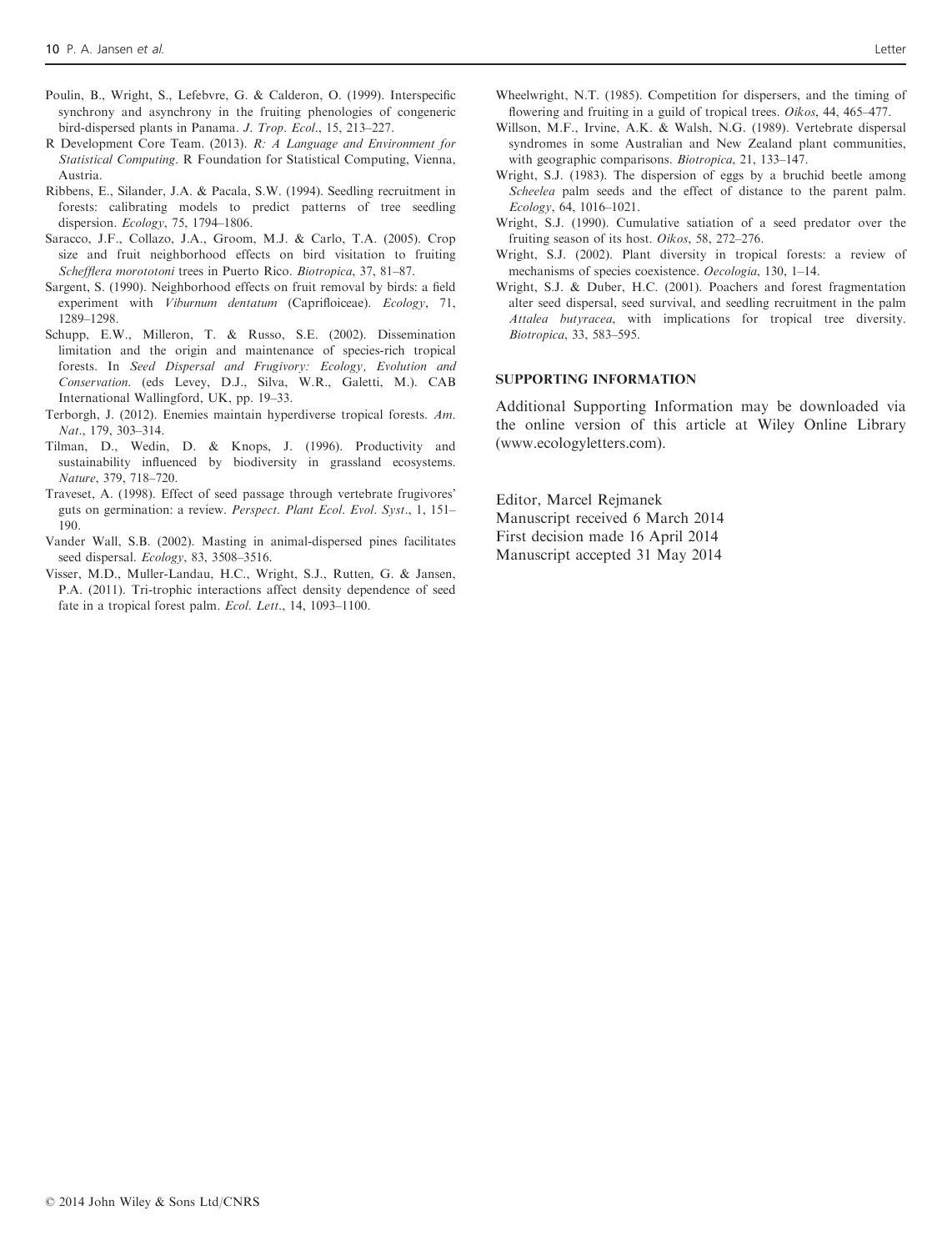Poulin, B., Wright, S., Lefebvre, G. & Calderon, O. (1999). Interspecific synchrony and asynchrony in the fruiting phenologies of congeneric bird-dispersed plants in Panama. *J. Trop. Ecol.*, 15, 213–227.

R Development Core Team. (2013). *R: A Language and Environment for Statistical Computing*. R Foundation for Statistical Computing, Vienna, Austria.

Ribbens, E., Silander, J.A. & Pacala, S.W. (1994). Seedling recruitment in forests: calibrating models to predict patterns of tree seedling dispersion. *Ecology*, 75, 1794–1806.

Saracco, J.F., Collazo, J.A., Groom, M.J. & Carlo, T.A. (2005). Crop size and fruit neighborhood effects on bird visitation to fruiting *Schefflera morototoni* trees in Puerto Rico. *Biotropica*, 37, 81–87.

Sargent, S. (1990). Neighborhood effects on fruit removal by birds: a field experiment with *Viburnum dentatum* (Caprifloiceae). *Ecology*, 71, 1289–1298.

Schupp, E.W., Milleron, T. & Russo, S.E. (2002). Dissemination limitation and the origin and maintenance of species-rich tropical forests. In *Seed Dispersal and Frugivory: Ecology, Evolution and Conservation*. (eds Levey, D.J., Silva, W.R., Galetti, M.). CAB International Wallingford, UK, pp. 19–33.

Terborgh, J. (2012). Enemies maintain hyperdiverse tropical forests. *Am. Nat.*, 179, 303–314.

Tilman, D., Wedin, D. & Knops, J. (1996). Productivity and sustainability influenced by biodiversity in grassland ecosystems. *Nature*, 379, 718–720.

Traveset, A. (1998). Effect of seed passage through vertebrate frugivores' guts on germination: a review. *Perspect. Plant Ecol. Evol. Syst.*, 1, 151–190.

Vander Wall, S.B. (2002). Masting in animal-dispersed pines facilitates seed dispersal. *Ecology*, 83, 3508–3516.

Visser, M.D., Muller-Landau, H.C., Wright, S.J., Rutten, G. & Jansen, P.A. (2011). Tri-trophic interactions affect density dependence of seed fate in a tropical forest palm. *Ecol. Lett.*, 14, 1093–1100.

Wheelwright, N.T. (1985). Competition for dispersers, and the timing of flowering and fruiting in a guild of tropical trees. *Oikos*, 44, 465–477.

Willson, M.F., Irvine, A.K. & Walsh, N.G. (1989). Vertebrate dispersal syndromes in some Australian and New Zealand plant communities, with geographic comparisons. *Biotropica*, 21, 133–147.

Wright, S.J. (1983). The dispersion of eggs by a bruchid beetle among *Scheelea* palm seeds and the effect of distance to the parent palm. *Ecology*, 64, 1016–1021.

Wright, S.J. (1990). Cumulative satiation of a seed predator over the fruiting season of its host. *Oikos*, 58, 272–276.

Wright, S.J. (2002). Plant diversity in tropical forests: a review of mechanisms of species coexistence. *Oecologia*, 130, 1–14.

Wright, S.J. & Duber, H.C. (2001). Poachers and forest fragmentation alter seed dispersal, seed survival, and seedling recruitment in the palm *Attalea butyracea*, with implications for tropical tree diversity. *Biotropica*, 33, 583–595.

## SUPPORTING INFORMATION

Additional Supporting Information may be downloaded via the online version of this article at Wiley Online Library (www.ecologyletters.com).

Editor, Marcel Rejmanek
Manuscript received 6 March 2014
First decision made 16 April 2014
Manuscript accepted 31 May 2014